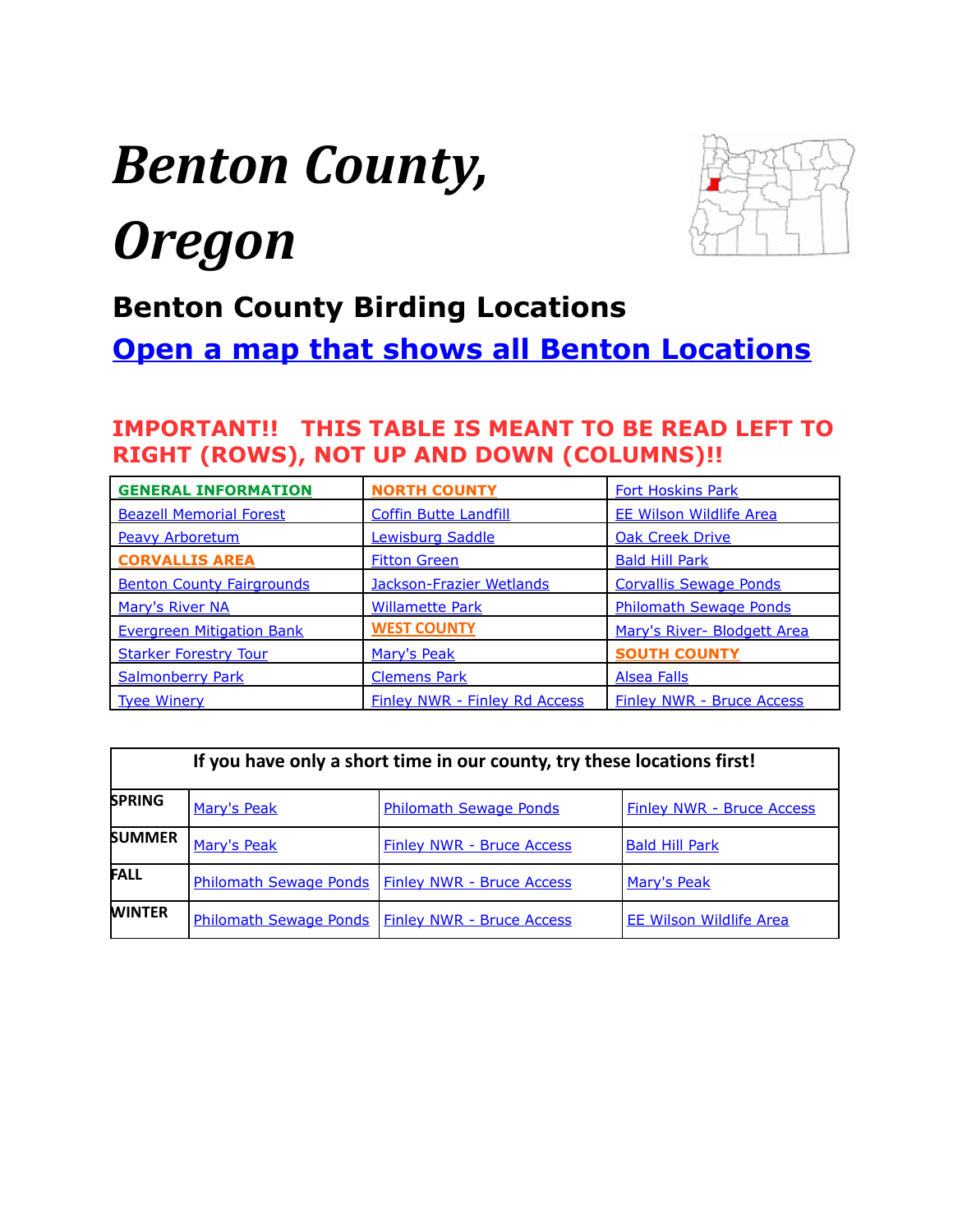# *Benton County, Oregon*

## Benton County Birding Locations

## Open a map that shows all Benton Locations

**IMPORTANT!! THIS TABLE IS MEANT TO BE READ LEFT TO RIGHT (ROWS), NOT UP AND DOWN (COLUMNS)!!**

| | | |
|---|---|---|
| **GENERAL INFORMATION** | **NORTH COUNTY** | Fort Hoskins Park |
| Beazell Memorial Forest | Coffin Butte Landfill | EE Wilson Wildlife Area |
| Peavy Arboretum | Lewisburg Saddle | Oak Creek Drive |
| **CORVALLIS AREA** | Fitton Green | Bald Hill Park |
| Benton County Fairgrounds | Jackson-Frazier Wetlands | Corvallis Sewage Ponds |
| Mary's River NA | Willamette Park | Philomath Sewage Ponds |
| Evergreen Mitigation Bank | **WEST COUNTY** | Mary's River- Blodgett Area |
| Starker Forestry Tour | Mary's Peak | **SOUTH COUNTY** |
| Salmonberry Park | Clemens Park | Alsea Falls |
| Tyee Winery | Finley NWR - Finley Rd Access | Finley NWR - Bruce Access |

| If you have only a short time in our county, try these locations first! | | | |
|---|---|---|---|
| **SPRING** | Mary's Peak | Philomath Sewage Ponds | Finley NWR - Bruce Access |
| **SUMMER** | Mary's Peak | Finley NWR - Bruce Access | Bald Hill Park |
| **FALL** | Philomath Sewage Ponds | Finley NWR - Bruce Access | Mary's Peak |
| **WINTER** | Philomath Sewage Ponds | Finley NWR - Bruce Access | EE Wilson Wildlife Area |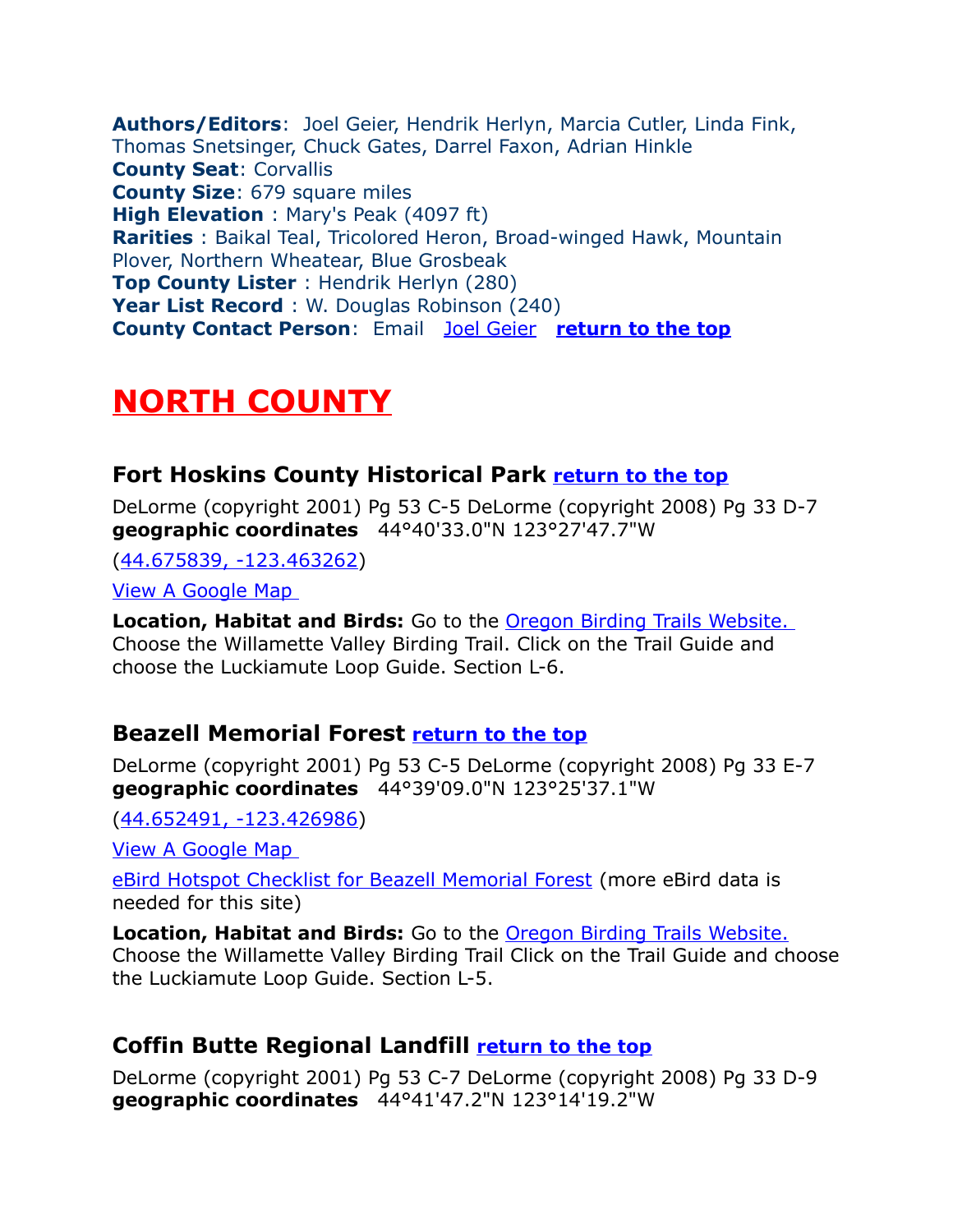**Authors/Editors**: Joel Geier, Hendrik Herlyn, Marcia Cutler, Linda Fink, Thomas Snetsinger, Chuck Gates, Darrel Faxon, Adrian Hinkle
**County Seat**: Corvallis
**County Size**: 679 square miles
**High Elevation** : Mary's Peak (4097 ft)
**Rarities** : Baikal Teal, Tricolored Heron, Broad-winged Hawk, Mountain Plover, Northern Wheatear, Blue Grosbeak
**Top County Lister** : Hendrik Herlyn (280)
**Year List Record** : W. Douglas Robinson (240)
**County Contact Person**: Email Joel Geier **return to the top**

# NORTH COUNTY

### Fort Hoskins County Historical Park return to the top

DeLorme (copyright 2001) Pg 53 C-5 DeLorme (copyright 2008) Pg 33 D-7
**geographic coordinates** 44°40'33.0"N 123°27'47.7"W

(44.675839, -123.463262)

View A Google Map

**Location, Habitat and Birds:** Go to the Oregon Birding Trails Website. Choose the Willamette Valley Birding Trail. Click on the Trail Guide and choose the Luckiamute Loop Guide. Section L-6.

### Beazell Memorial Forest return to the top

DeLorme (copyright 2001) Pg 53 C-5 DeLorme (copyright 2008) Pg 33 E-7
**geographic coordinates** 44°39'09.0"N 123°25'37.1"W

(44.652491, -123.426986)

View A Google Map

eBird Hotspot Checklist for Beazell Memorial Forest (more eBird data is needed for this site)

**Location, Habitat and Birds:** Go to the Oregon Birding Trails Website. Choose the Willamette Valley Birding Trail Click on the Trail Guide and choose the Luckiamute Loop Guide. Section L-5.

### Coffin Butte Regional Landfill return to the top

DeLorme (copyright 2001) Pg 53 C-7 DeLorme (copyright 2008) Pg 33 D-9
**geographic coordinates** 44°41'47.2"N 123°14'19.2"W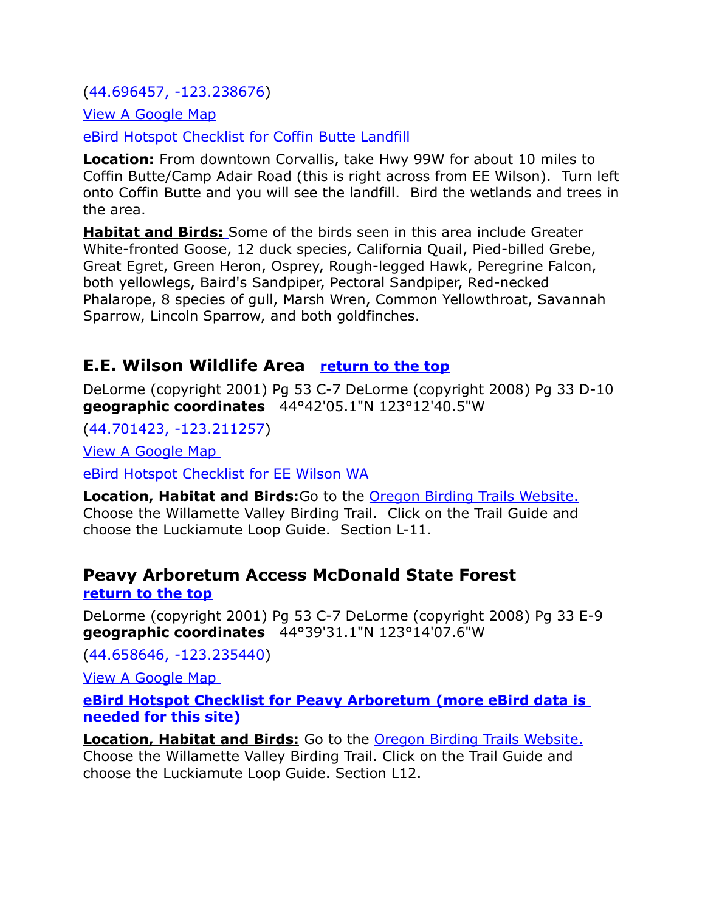(44.696457, -123.238676)

View A Google Map

eBird Hotspot Checklist for Coffin Butte Landfill

**Location:** From downtown Corvallis, take Hwy 99W for about 10 miles to Coffin Butte/Camp Adair Road (this is right across from EE Wilson). Turn left onto Coffin Butte and you will see the landfill. Bird the wetlands and trees in the area.

**Habitat and Birds:** Some of the birds seen in this area include Greater White-fronted Goose, 12 duck species, California Quail, Pied-billed Grebe, Great Egret, Green Heron, Osprey, Rough-legged Hawk, Peregrine Falcon, both yellowlegs, Baird's Sandpiper, Pectoral Sandpiper, Red-necked Phalarope, 8 species of gull, Marsh Wren, Common Yellowthroat, Savannah Sparrow, Lincoln Sparrow, and both goldfinches.

## E.E. Wilson Wildlife Area **return to the top**

DeLorme (copyright 2001) Pg 53 C-7 DeLorme (copyright 2008) Pg 33 D-10
**geographic coordinates** 44°42'05.1"N 123°12'40.5"W

(44.701423, -123.211257)

View A Google Map

eBird Hotspot Checklist for EE Wilson WA

**Location, Habitat and Birds:** Go to the Oregon Birding Trails Website. Choose the Willamette Valley Birding Trail. Click on the Trail Guide and choose the Luckiamute Loop Guide. Section L-11.

## Peavy Arboretum Access McDonald State Forest

**return to the top**

DeLorme (copyright 2001) Pg 53 C-7 DeLorme (copyright 2008) Pg 33 E-9
**geographic coordinates** 44°39'31.1"N 123°14'07.6"W

(44.658646, -123.235440)

View A Google Map

**eBird Hotspot Checklist for Peavy Arboretum (more eBird data is needed for this site)**

**Location, Habitat and Birds:** Go to the Oregon Birding Trails Website. Choose the Willamette Valley Birding Trail. Click on the Trail Guide and choose the Luckiamute Loop Guide. Section L12.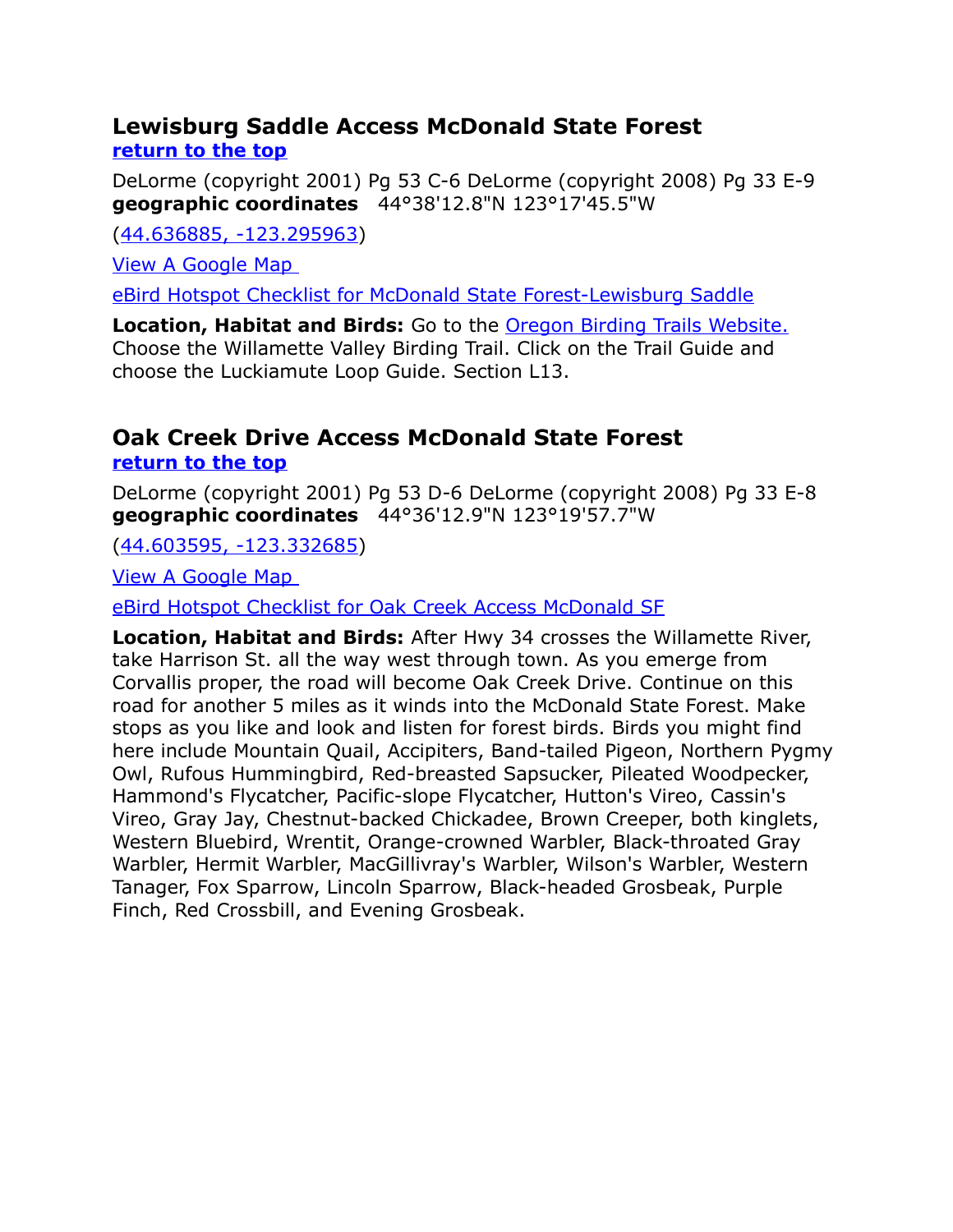## Lewisburg Saddle Access McDonald State Forest

**[return to the top](#)**

DeLorme (copyright 2001) Pg 53 C-6 DeLorme (copyright 2008) Pg 33 E-9
**geographic coordinates** 44°38'12.8"N 123°17'45.5"W

([44.636885, -123.295963](#))

[View A Google Map](#)

[eBird Hotspot Checklist for McDonald State Forest-Lewisburg Saddle](#)

**Location, Habitat and Birds:** Go to the [Oregon Birding Trails Website.](#) Choose the Willamette Valley Birding Trail. Click on the Trail Guide and choose the Luckiamute Loop Guide. Section L13.

## Oak Creek Drive Access McDonald State Forest

**[return to the top](#)**

DeLorme (copyright 2001) Pg 53 D-6 DeLorme (copyright 2008) Pg 33 E-8
**geographic coordinates** 44°36'12.9"N 123°19'57.7"W

([44.603595, -123.332685](#))

[View A Google Map](#)

[eBird Hotspot Checklist for Oak Creek Access McDonald SF](#)

**Location, Habitat and Birds:** After Hwy 34 crosses the Willamette River, take Harrison St. all the way west through town. As you emerge from Corvallis proper, the road will become Oak Creek Drive. Continue on this road for another 5 miles as it winds into the McDonald State Forest. Make stops as you like and look and listen for forest birds. Birds you might find here include Mountain Quail, Accipiters, Band-tailed Pigeon, Northern Pygmy Owl, Rufous Hummingbird, Red-breasted Sapsucker, Pileated Woodpecker, Hammond's Flycatcher, Pacific-slope Flycatcher, Hutton's Vireo, Cassin's Vireo, Gray Jay, Chestnut-backed Chickadee, Brown Creeper, both kinglets, Western Bluebird, Wrentit, Orange-crowned Warbler, Black-throated Gray Warbler, Hermit Warbler, MacGillivray's Warbler, Wilson's Warbler, Western Tanager, Fox Sparrow, Lincoln Sparrow, Black-headed Grosbeak, Purple Finch, Red Crossbill, and Evening Grosbeak.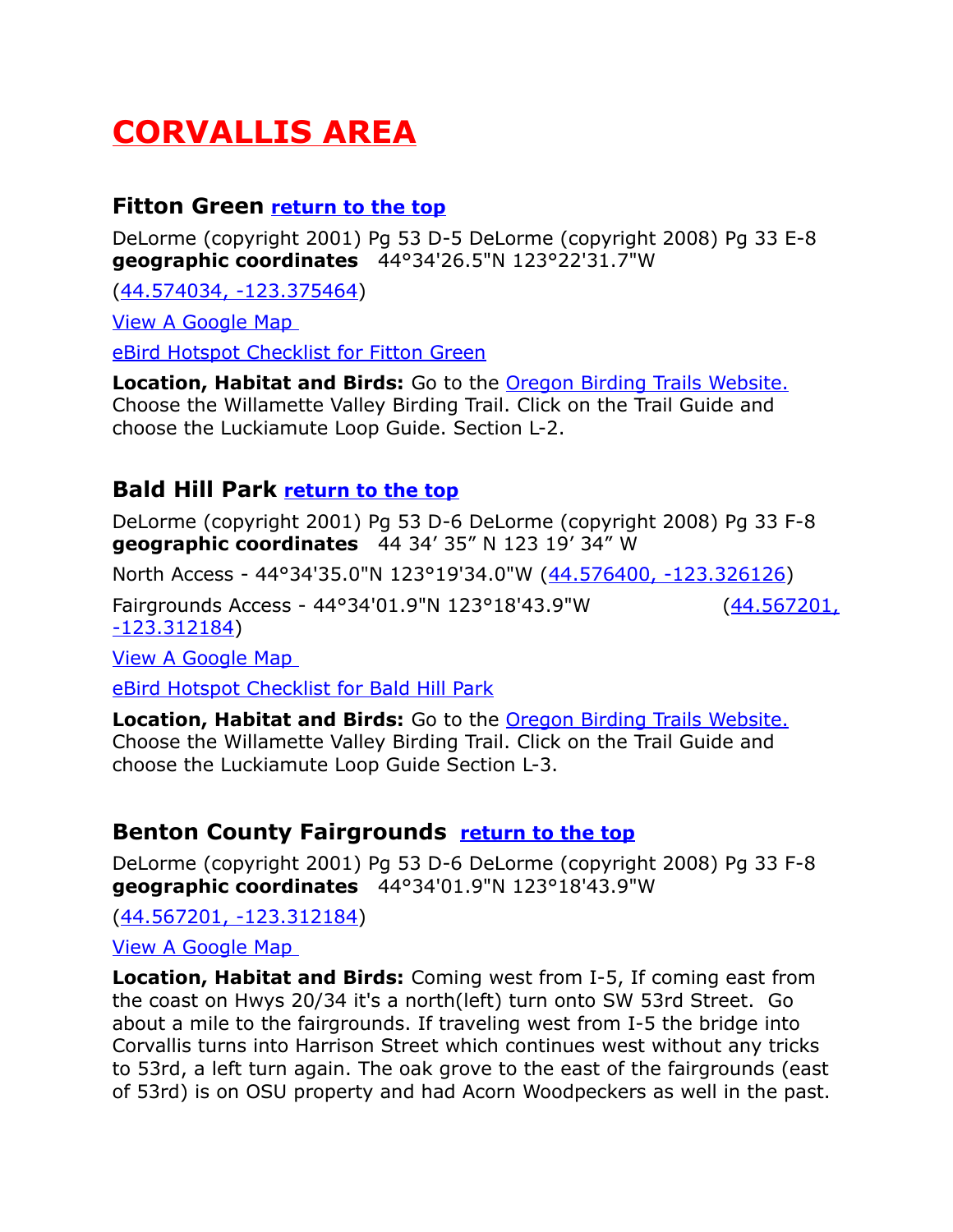# CORVALLIS AREA

### Fitton Green [return to the top]

DeLorme (copyright 2001) Pg 53 D-5 DeLorme (copyright 2008) Pg 33 E-8
**geographic coordinates** 44°34'26.5"N 123°22'31.7"W

([44.574034, -123.375464])

[View A Google Map]

[eBird Hotspot Checklist for Fitton Green]

**Location, Habitat and Birds:** Go to the [Oregon Birding Trails Website.] Choose the Willamette Valley Birding Trail. Click on the Trail Guide and choose the Luckiamute Loop Guide. Section L-2.

### Bald Hill Park [return to the top]

DeLorme (copyright 2001) Pg 53 D-6 DeLorme (copyright 2008) Pg 33 F-8
**geographic coordinates** 44 34′ 35″ N 123 19′ 34″ W

North Access - 44°34'35.0"N 123°19'34.0"W ([44.576400, -123.326126])

Fairgrounds Access - 44°34'01.9"N 123°18'43.9"W ([44.567201, -123.312184])

[View A Google Map]

[eBird Hotspot Checklist for Bald Hill Park]

**Location, Habitat and Birds:** Go to the [Oregon Birding Trails Website.] Choose the Willamette Valley Birding Trail. Click on the Trail Guide and choose the Luckiamute Loop Guide Section L-3.

### Benton County Fairgrounds [return to the top]

DeLorme (copyright 2001) Pg 53 D-6 DeLorme (copyright 2008) Pg 33 F-8
**geographic coordinates** 44°34'01.9"N 123°18'43.9"W

([44.567201, -123.312184])

[View A Google Map]

**Location, Habitat and Birds:** Coming west from I-5, If coming east from the coast on Hwys 20/34 it's a north(left) turn onto SW 53rd Street. Go about a mile to the fairgrounds. If traveling west from I-5 the bridge into Corvallis turns into Harrison Street which continues west without any tricks to 53rd, a left turn again. The oak grove to the east of the fairgrounds (east of 53rd) is on OSU property and had Acorn Woodpeckers as well in the past.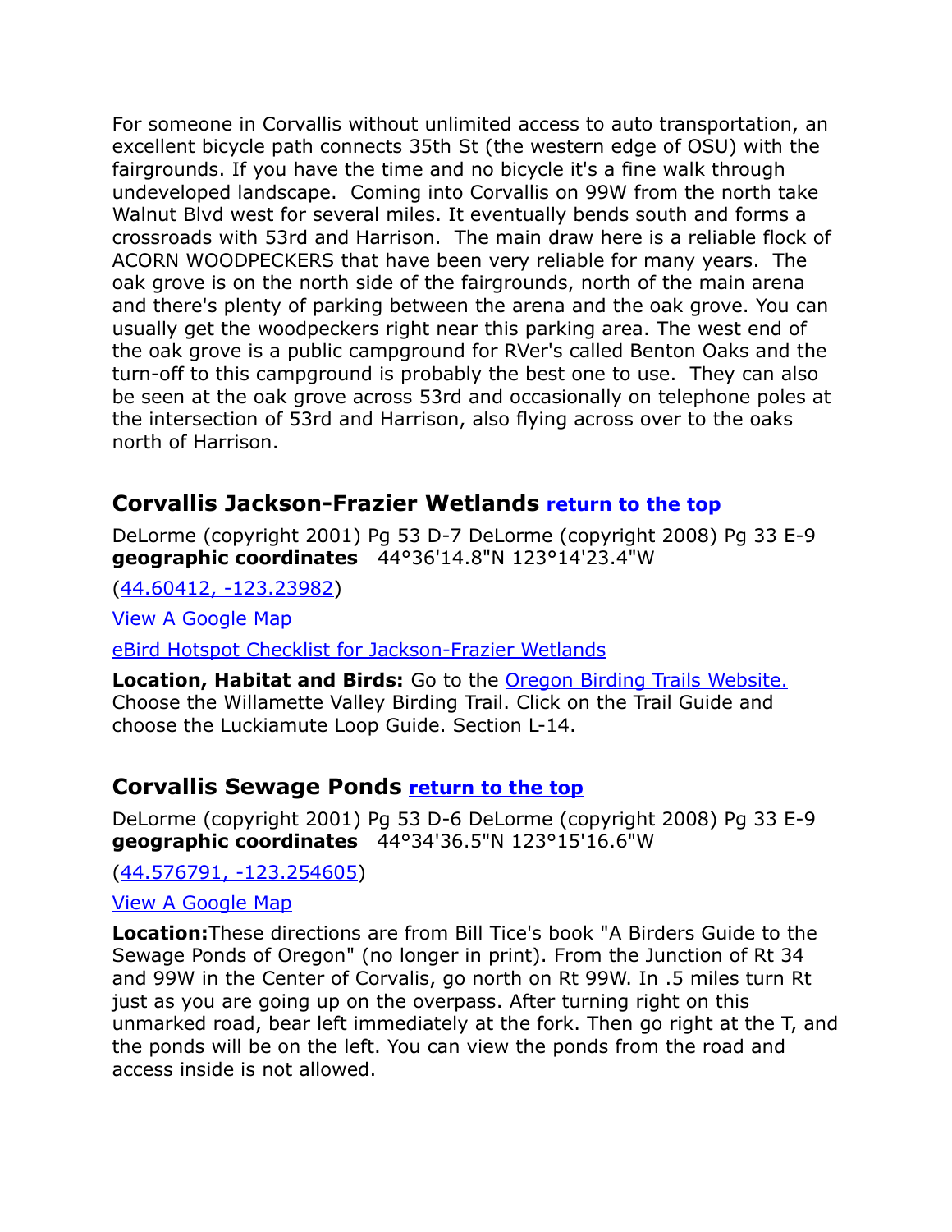For someone in Corvallis without unlimited access to auto transportation, an excellent bicycle path connects 35th St (the western edge of OSU) with the fairgrounds. If you have the time and no bicycle it's a fine walk through undeveloped landscape.  Coming into Corvallis on 99W from the north take Walnut Blvd west for several miles. It eventually bends south and forms a crossroads with 53rd and Harrison.  The main draw here is a reliable flock of ACORN WOODPECKERS that have been very reliable for many years.  The oak grove is on the north side of the fairgrounds, north of the main arena and there's plenty of parking between the arena and the oak grove. You can usually get the woodpeckers right near this parking area. The west end of the oak grove is a public campground for RVer's called Benton Oaks and the turn-off to this campground is probably the best one to use.  They can also be seen at the oak grove across 53rd and occasionally on telephone poles at the intersection of 53rd and Harrison, also flying across over to the oaks north of Harrison.

## Corvallis Jackson-Frazier Wetlands [return to the top]

DeLorme (copyright 2001) Pg 53 D-7 DeLorme (copyright 2008) Pg 33 E-9
**geographic coordinates** 44°36'14.8"N 123°14'23.4"W

(44.60412, -123.23982)

View A Google Map

eBird Hotspot Checklist for Jackson-Frazier Wetlands

**Location, Habitat and Birds:** Go to the Oregon Birding Trails Website. Choose the Willamette Valley Birding Trail. Click on the Trail Guide and choose the Luckiamute Loop Guide. Section L-14.

## Corvallis Sewage Ponds [return to the top]

DeLorme (copyright 2001) Pg 53 D-6 DeLorme (copyright 2008) Pg 33 E-9
**geographic coordinates** 44°34'36.5"N 123°15'16.6"W

(44.576791, -123.254605)

View A Google Map

**Location:**These directions are from Bill Tice's book "A Birders Guide to the Sewage Ponds of Oregon" (no longer in print). From the Junction of Rt 34 and 99W in the Center of Corvalis, go north on Rt 99W. In .5 miles turn Rt just as you are going up on the overpass. After turning right on this unmarked road, bear left immediately at the fork. Then go right at the T, and the ponds will be on the left. You can view the ponds from the road and access inside is not allowed.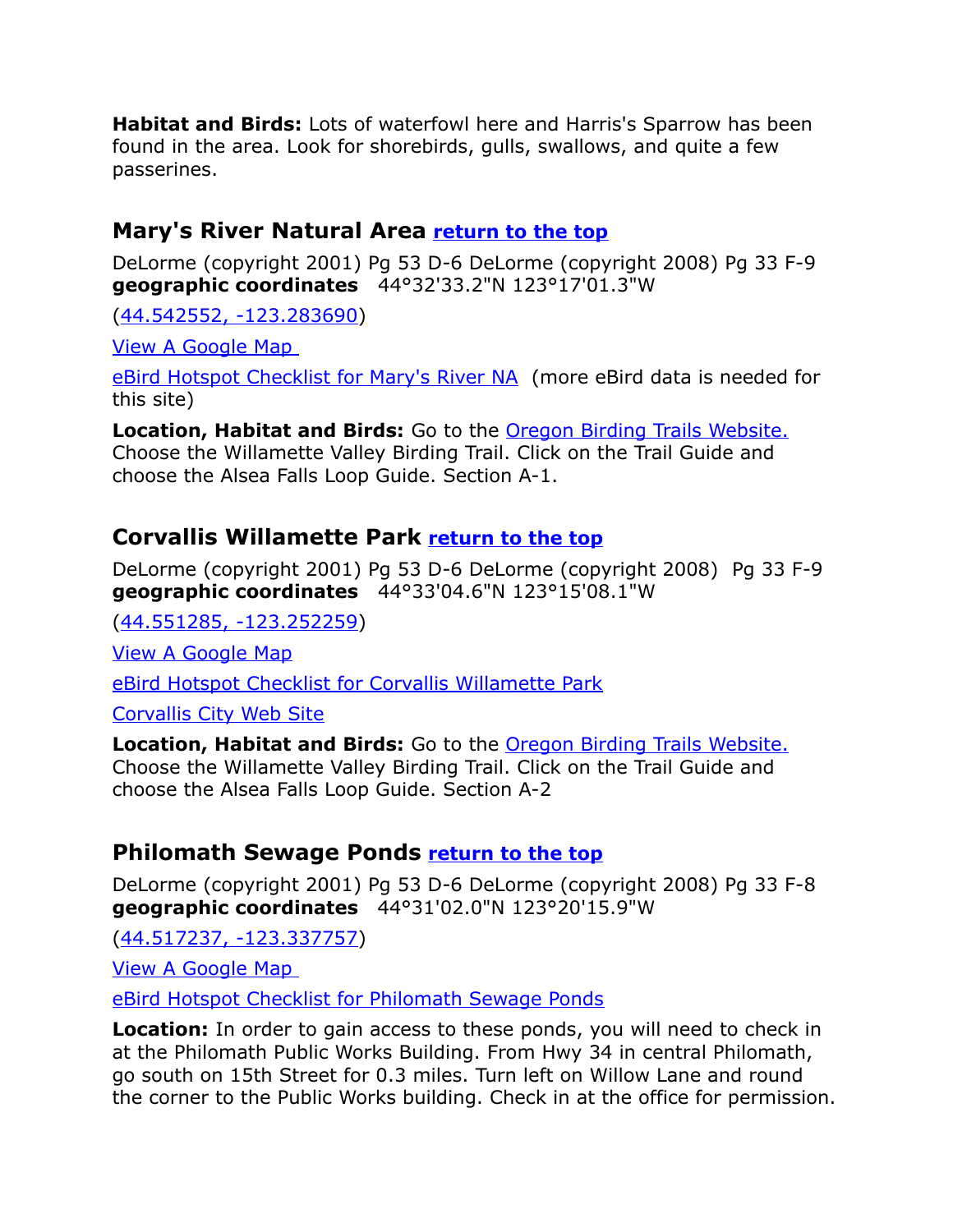**Habitat and Birds:** Lots of waterfowl here and Harris's Sparrow has been found in the area. Look for shorebirds, gulls, swallows, and quite a few passerines.

## Mary's River Natural Area [return to the top]

DeLorme (copyright 2001) Pg 53 D-6 DeLorme (copyright 2008) Pg 33 F-9
**geographic coordinates** 44°32'33.2"N 123°17'01.3"W

(44.542552, -123.283690)

View A Google Map

eBird Hotspot Checklist for Mary's River NA (more eBird data is needed for this site)

**Location, Habitat and Birds:** Go to the Oregon Birding Trails Website. Choose the Willamette Valley Birding Trail. Click on the Trail Guide and choose the Alsea Falls Loop Guide. Section A-1.

## Corvallis Willamette Park [return to the top]

DeLorme (copyright 2001) Pg 53 D-6 DeLorme (copyright 2008) Pg 33 F-9
**geographic coordinates** 44°33'04.6"N 123°15'08.1"W

(44.551285, -123.252259)

View A Google Map

eBird Hotspot Checklist for Corvallis Willamette Park

Corvallis City Web Site

**Location, Habitat and Birds:** Go to the Oregon Birding Trails Website. Choose the Willamette Valley Birding Trail. Click on the Trail Guide and choose the Alsea Falls Loop Guide. Section A-2

## Philomath Sewage Ponds [return to the top]

DeLorme (copyright 2001) Pg 53 D-6 DeLorme (copyright 2008) Pg 33 F-8
**geographic coordinates** 44°31'02.0"N 123°20'15.9"W

(44.517237, -123.337757)

View A Google Map

eBird Hotspot Checklist for Philomath Sewage Ponds

**Location:** In order to gain access to these ponds, you will need to check in at the Philomath Public Works Building. From Hwy 34 in central Philomath, go south on 15th Street for 0.3 miles. Turn left on Willow Lane and round the corner to the Public Works building. Check in at the office for permission.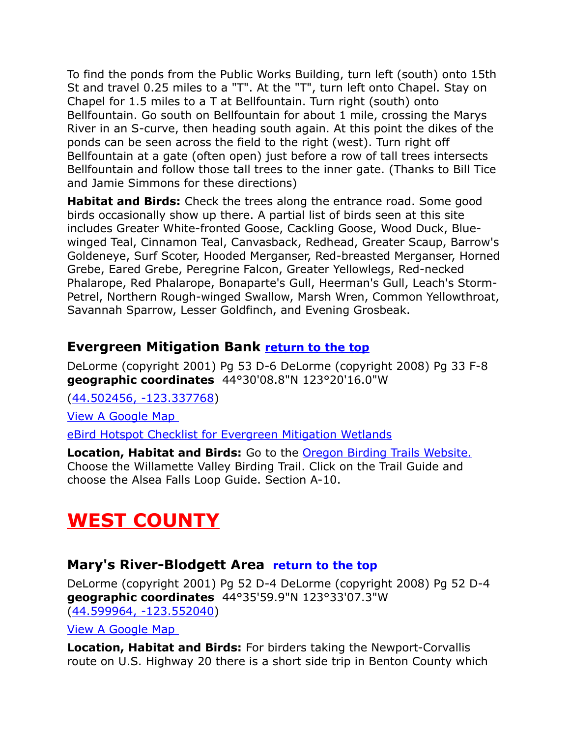To find the ponds from the Public Works Building, turn left (south) onto 15th St and travel 0.25 miles to a "T". At the "T", turn left onto Chapel. Stay on Chapel for 1.5 miles to a T at Bellfountain. Turn right (south) onto Bellfountain. Go south on Bellfountain for about 1 mile, crossing the Marys River in an S-curve, then heading south again. At this point the dikes of the ponds can be seen across the field to the right (west). Turn right off Bellfountain at a gate (often open) just before a row of tall trees intersects Bellfountain and follow those tall trees to the inner gate. (Thanks to Bill Tice and Jamie Simmons for these directions)

**Habitat and Birds:** Check the trees along the entrance road. Some good birds occasionally show up there. A partial list of birds seen at this site includes Greater White-fronted Goose, Cackling Goose, Wood Duck, Blue-winged Teal, Cinnamon Teal, Canvasback, Redhead, Greater Scaup, Barrow's Goldeneye, Surf Scoter, Hooded Merganser, Red-breasted Merganser, Horned Grebe, Eared Grebe, Peregrine Falcon, Greater Yellowlegs, Red-necked Phalarope, Red Phalarope, Bonaparte's Gull, Heerman's Gull, Leach's Storm-Petrel, Northern Rough-winged Swallow, Marsh Wren, Common Yellowthroat, Savannah Sparrow, Lesser Goldfinch, and Evening Grosbeak.

### Evergreen Mitigation Bank [return to the top]

DeLorme (copyright 2001) Pg 53 D-6 DeLorme (copyright 2008) Pg 33 F-8
**geographic coordinates** 44°30'08.8"N 123°20'16.0"W

(44.502456, -123.337768)

View A Google Map

eBird Hotspot Checklist for Evergreen Mitigation Wetlands

**Location, Habitat and Birds:** Go to the Oregon Birding Trails Website. Choose the Willamette Valley Birding Trail. Click on the Trail Guide and choose the Alsea Falls Loop Guide. Section A-10.

## WEST COUNTY

### Mary's River-Blodgett Area [return to the top]

DeLorme (copyright 2001) Pg 52 D-4 DeLorme (copyright 2008) Pg 52 D-4
**geographic coordinates** 44°35'59.9"N 123°33'07.3"W
(44.599964, -123.552040)

View A Google Map

**Location, Habitat and Birds:** For birders taking the Newport-Corvallis route on U.S. Highway 20 there is a short side trip in Benton County which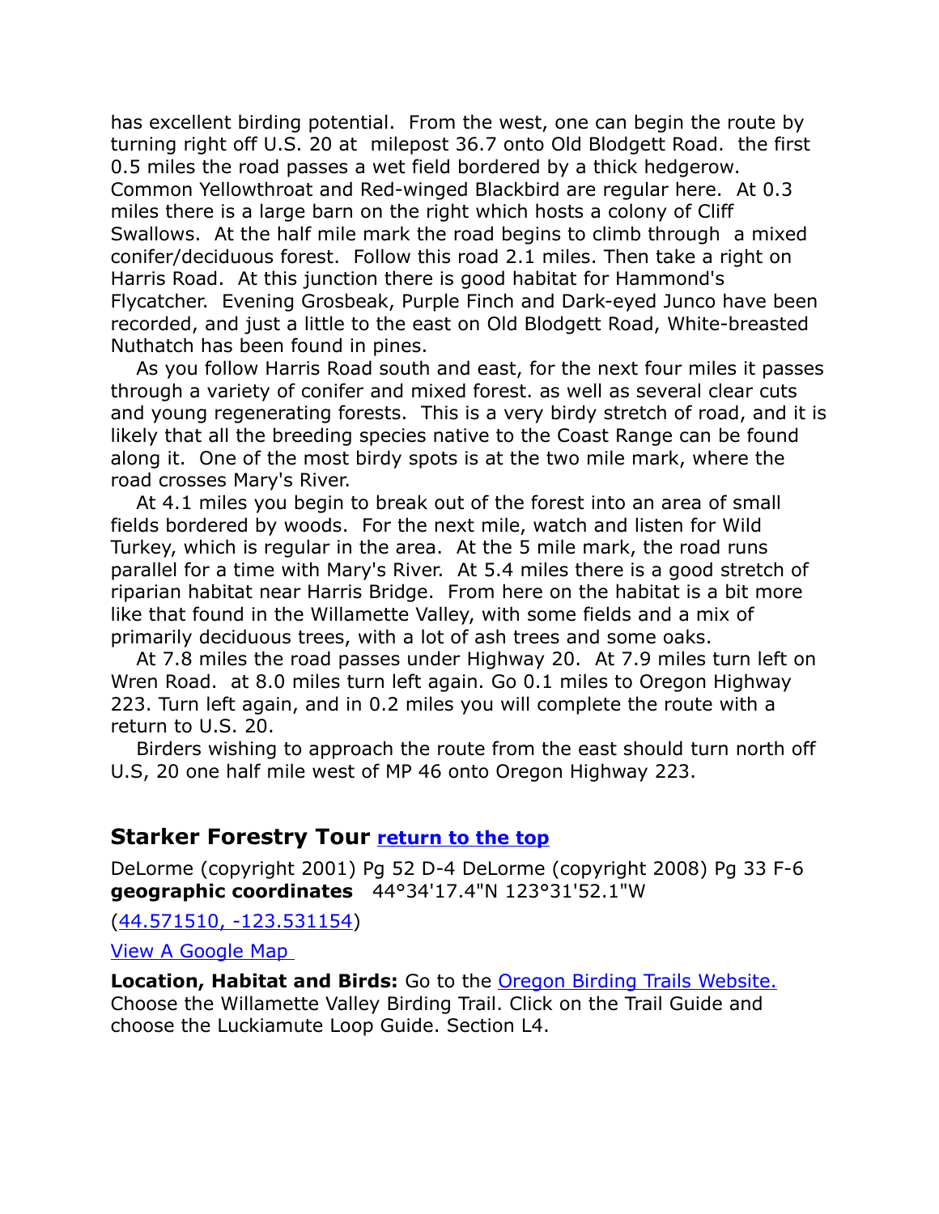has excellent birding potential. From the west, one can begin the route by turning right off U.S. 20 at milepost 36.7 onto Old Blodgett Road. the first 0.5 miles the road passes a wet field bordered by a thick hedgerow. Common Yellowthroat and Red-winged Blackbird are regular here. At 0.3 miles there is a large barn on the right which hosts a colony of Cliff Swallows. At the half mile mark the road begins to climb through a mixed conifer/deciduous forest. Follow this road 2.1 miles. Then take a right on Harris Road. At this junction there is good habitat for Hammond's Flycatcher. Evening Grosbeak, Purple Finch and Dark-eyed Junco have been recorded, and just a little to the east on Old Blodgett Road, White-breasted Nuthatch has been found in pines.

As you follow Harris Road south and east, for the next four miles it passes through a variety of conifer and mixed forest. as well as several clear cuts and young regenerating forests. This is a very birdy stretch of road, and it is likely that all the breeding species native to the Coast Range can be found along it. One of the most birdy spots is at the two mile mark, where the road crosses Mary's River.

At 4.1 miles you begin to break out of the forest into an area of small fields bordered by woods. For the next mile, watch and listen for Wild Turkey, which is regular in the area. At the 5 mile mark, the road runs parallel for a time with Mary's River. At 5.4 miles there is a good stretch of riparian habitat near Harris Bridge. From here on the habitat is a bit more like that found in the Willamette Valley, with some fields and a mix of primarily deciduous trees, with a lot of ash trees and some oaks.

At 7.8 miles the road passes under Highway 20. At 7.9 miles turn left on Wren Road. at 8.0 miles turn left again. Go 0.1 miles to Oregon Highway 223. Turn left again, and in 0.2 miles you will complete the route with a return to U.S. 20.

Birders wishing to approach the route from the east should turn north off U.S, 20 one half mile west of MP 46 onto Oregon Highway 223.

## Starker Forestry Tour [return to the top]

DeLorme (copyright 2001) Pg 52 D-4 DeLorme (copyright 2008) Pg 33 F-6
**geographic coordinates** 44°34'17.4"N 123°31'52.1"W

(44.571510, -123.531154)

View A Google Map

**Location, Habitat and Birds:** Go to the Oregon Birding Trails Website. Choose the Willamette Valley Birding Trail. Click on the Trail Guide and choose the Luckiamute Loop Guide. Section L4.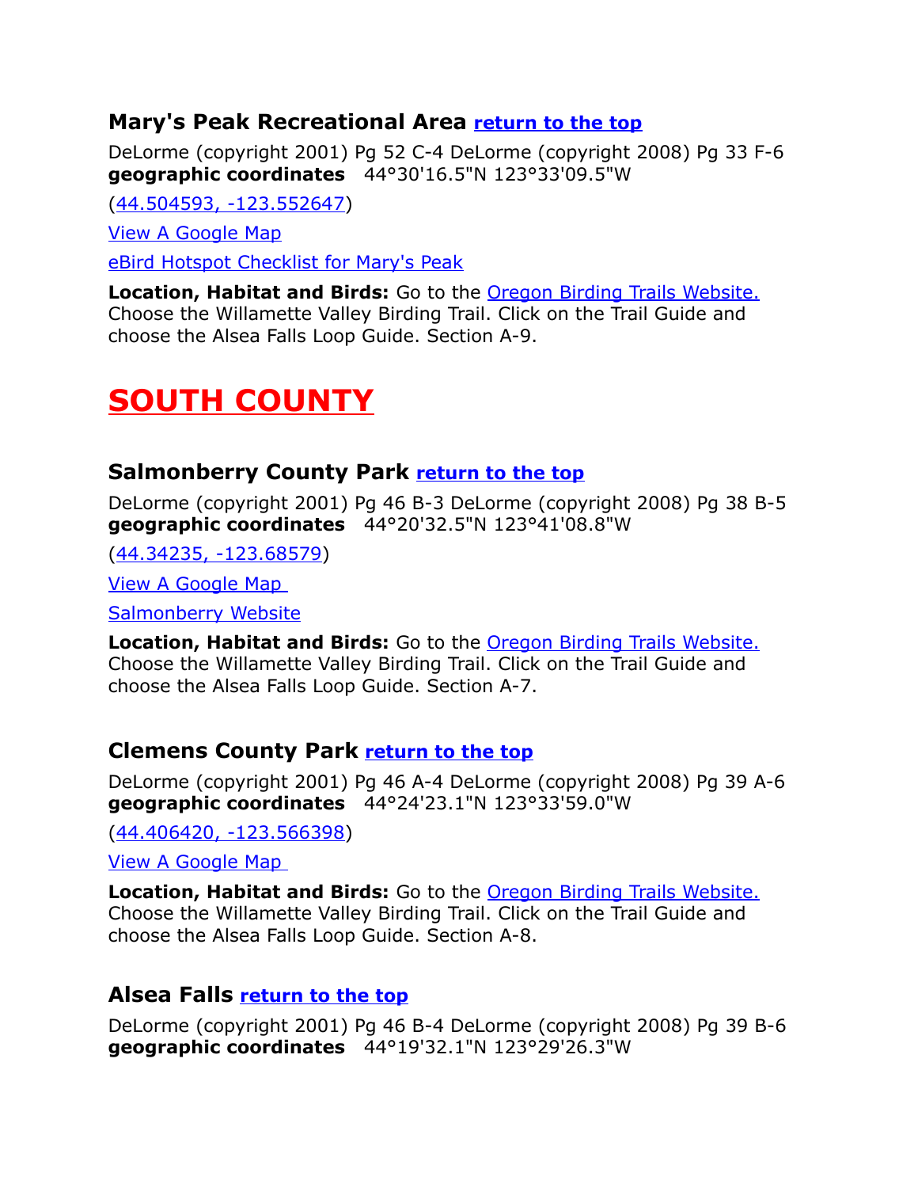### Mary's Peak Recreational Area [return to the top]

DeLorme (copyright 2001) Pg 52 C-4 DeLorme (copyright 2008) Pg 33 F-6
**geographic coordinates** 44°30'16.5"N 123°33'09.5"W

(44.504593, -123.552647)

View A Google Map

eBird Hotspot Checklist for Mary's Peak

**Location, Habitat and Birds:** Go to the Oregon Birding Trails Website. Choose the Willamette Valley Birding Trail. Click on the Trail Guide and choose the Alsea Falls Loop Guide. Section A-9.

# SOUTH COUNTY

### Salmonberry County Park [return to the top]

DeLorme (copyright 2001) Pg 46 B-3 DeLorme (copyright 2008) Pg 38 B-5
**geographic coordinates** 44°20'32.5"N 123°41'08.8"W

(44.34235, -123.68579)

View A Google Map

Salmonberry Website

**Location, Habitat and Birds:** Go to the Oregon Birding Trails Website. Choose the Willamette Valley Birding Trail. Click on the Trail Guide and choose the Alsea Falls Loop Guide. Section A-7.

### Clemens County Park [return to the top]

DeLorme (copyright 2001) Pg 46 A-4 DeLorme (copyright 2008) Pg 39 A-6
**geographic coordinates** 44°24'23.1"N 123°33'59.0"W

(44.406420, -123.566398)

View A Google Map

**Location, Habitat and Birds:** Go to the Oregon Birding Trails Website. Choose the Willamette Valley Birding Trail. Click on the Trail Guide and choose the Alsea Falls Loop Guide. Section A-8.

### Alsea Falls [return to the top]

DeLorme (copyright 2001) Pg 46 B-4 DeLorme (copyright 2008) Pg 39 B-6
**geographic coordinates** 44°19'32.1"N 123°29'26.3"W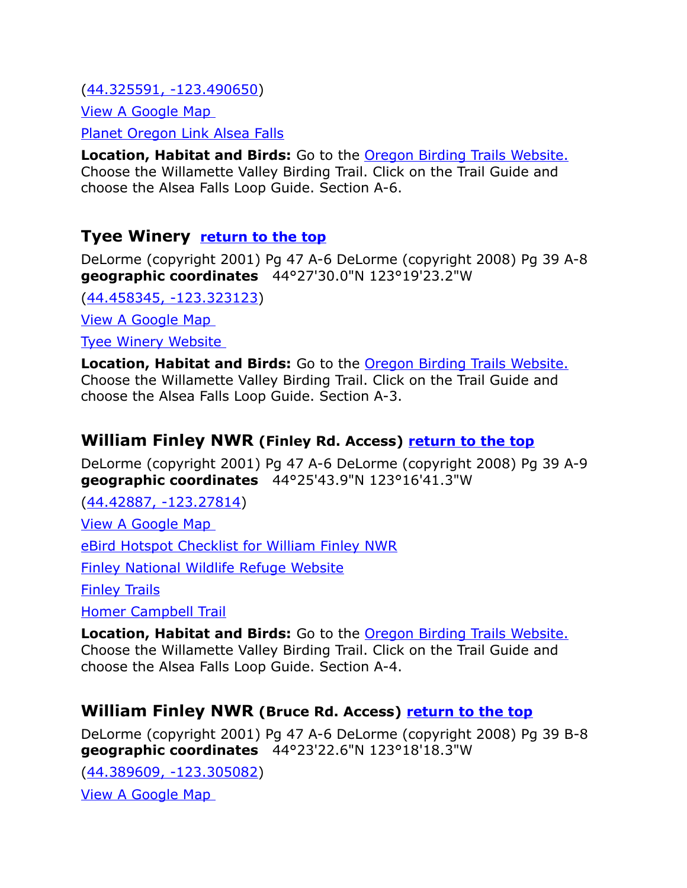(44.325591, -123.490650)

View A Google Map

Planet Oregon Link Alsea Falls

**Location, Habitat and Birds:** Go to the Oregon Birding Trails Website. Choose the Willamette Valley Birding Trail. Click on the Trail Guide and choose the Alsea Falls Loop Guide. Section A-6.

## Tyee Winery return to the top

DeLorme (copyright 2001) Pg 47 A-6 DeLorme (copyright 2008) Pg 39 A-8 **geographic coordinates** 44°27'30.0"N 123°19'23.2"W

(44.458345, -123.323123)

View A Google Map

Tyee Winery Website

**Location, Habitat and Birds:** Go to the Oregon Birding Trails Website. Choose the Willamette Valley Birding Trail. Click on the Trail Guide and choose the Alsea Falls Loop Guide. Section A-3.

## William Finley NWR (Finley Rd. Access) return to the top

DeLorme (copyright 2001) Pg 47 A-6 DeLorme (copyright 2008) Pg 39 A-9 **geographic coordinates** 44°25'43.9"N 123°16'41.3"W

(44.42887, -123.27814)

View A Google Map

eBird Hotspot Checklist for William Finley NWR

Finley National Wildlife Refuge Website

Finley Trails

Homer Campbell Trail

**Location, Habitat and Birds:** Go to the Oregon Birding Trails Website. Choose the Willamette Valley Birding Trail. Click on the Trail Guide and choose the Alsea Falls Loop Guide. Section A-4.

## William Finley NWR (Bruce Rd. Access) return to the top

DeLorme (copyright 2001) Pg 47 A-6 DeLorme (copyright 2008) Pg 39 B-8 **geographic coordinates** 44°23'22.6"N 123°18'18.3"W

(44.389609, -123.305082)

View A Google Map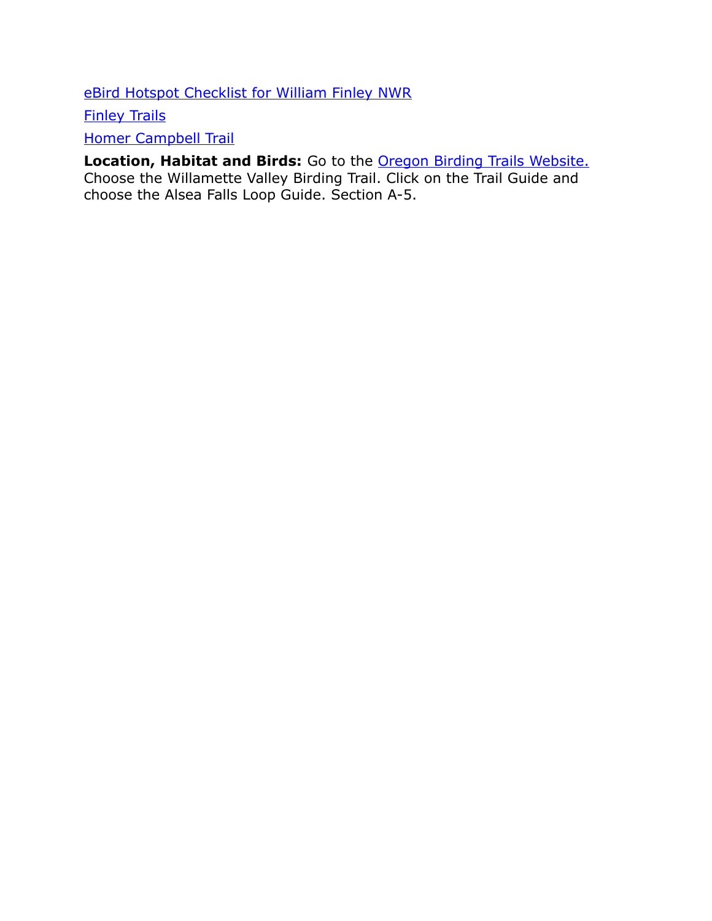[eBird Hotspot Checklist for William Finley NWR]()

[Finley Trails]()

[Homer Campbell Trail]()

**Location, Habitat and Birds:** Go to the [Oregon Birding Trails Website.]() Choose the Willamette Valley Birding Trail. Click on the Trail Guide and choose the Alsea Falls Loop Guide. Section A-5.